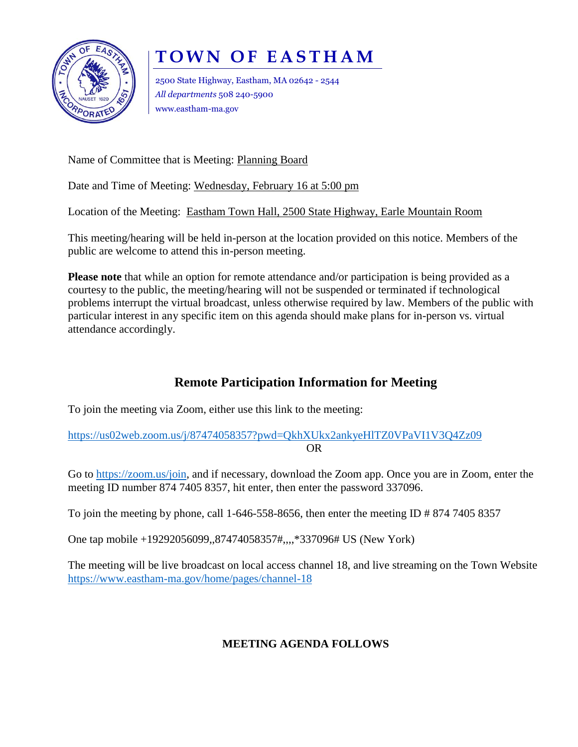# TOWN OF EASTHAM

2500 State Highway, Eastham, MA 02642 - 2544
*All departments* 508 240-5900
www.eastham-ma.gov

Name of Committee that is Meeting: Planning Board

Date and Time of Meeting: Wednesday, February 16 at 5:00 pm

Location of the Meeting: Eastham Town Hall, 2500 State Highway, Earle Mountain Room

This meeting/hearing will be held in-person at the location provided on this notice. Members of the public are welcome to attend this in-person meeting.

**Please note** that while an option for remote attendance and/or participation is being provided as a courtesy to the public, the meeting/hearing will not be suspended or terminated if technological problems interrupt the virtual broadcast, unless otherwise required by law. Members of the public with particular interest in any specific item on this agenda should make plans for in-person vs. virtual attendance accordingly.

## Remote Participation Information for Meeting

To join the meeting via Zoom, either use this link to the meeting:

https://us02web.zoom.us/j/87474058357?pwd=QkhXUkx2ankyeHlTZ0VPaVI1V3Q4Zz09

OR

Go to https://zoom.us/join, and if necessary, download the Zoom app. Once you are in Zoom, enter the meeting ID number 874 7405 8357, hit enter, then enter the password 337096.

To join the meeting by phone, call 1-646-558-8656, then enter the meeting ID # 874 7405 8357

One tap mobile +19292056099,,87474058357#,,,,*337096# US (New York)

The meeting will be live broadcast on local access channel 18, and live streaming on the Town Website https://www.eastham-ma.gov/home/pages/channel-18

**MEETING AGENDA FOLLOWS**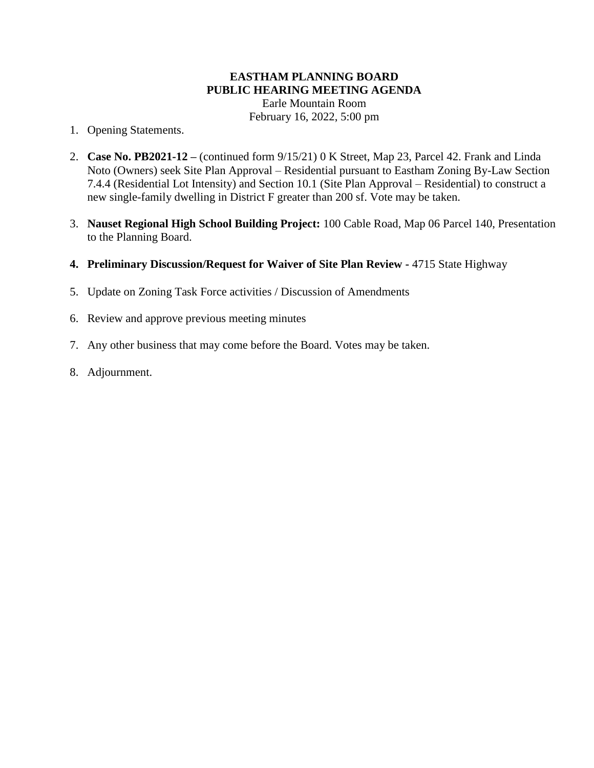**EASTHAM PLANNING BOARD**
**PUBLIC HEARING MEETING AGENDA**
Earle Mountain Room
February 16, 2022, 5:00 pm

1. Opening Statements.

2. **Case No. PB2021-12 –** (continued form 9/15/21) 0 K Street, Map 23, Parcel 42. Frank and Linda Noto (Owners) seek Site Plan Approval – Residential pursuant to Eastham Zoning By-Law Section 7.4.4 (Residential Lot Intensity) and Section 10.1 (Site Plan Approval – Residential) to construct a new single-family dwelling in District F greater than 200 sf. Vote may be taken.

3. **Nauset Regional High School Building Project:** 100 Cable Road, Map 06 Parcel 140, Presentation to the Planning Board.

4. **Preliminary Discussion/Request for Waiver of Site Plan Review -** 4715 State Highway

5. Update on Zoning Task Force activities / Discussion of Amendments

6. Review and approve previous meeting minutes

7. Any other business that may come before the Board. Votes may be taken.

8. Adjournment.